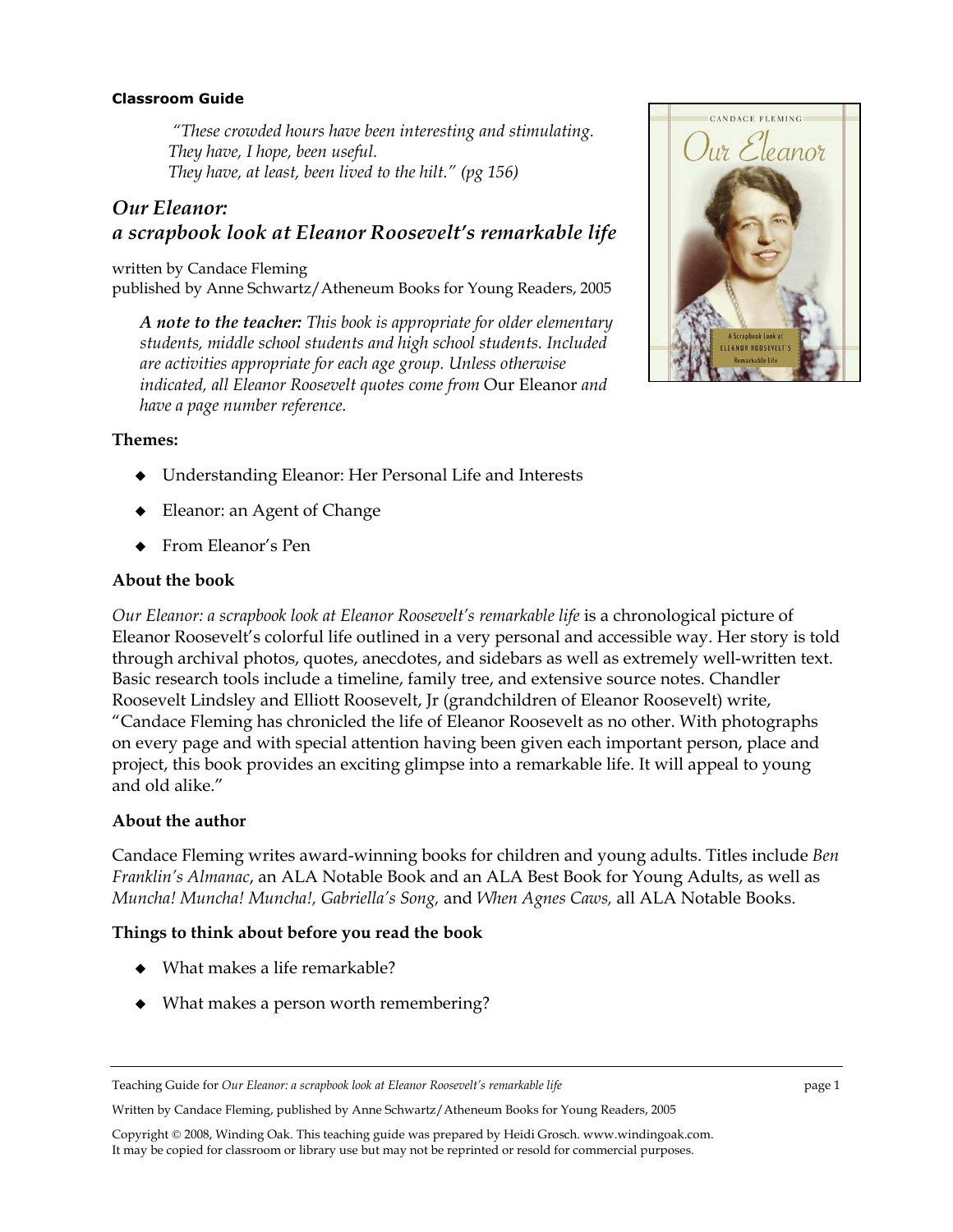**Classroom Guide**

> *"These crowded hours have been interesting and stimulating.*
> *They have, I hope, been useful.*
> *They have, at least, been lived to the hilt." (pg 156)*

## *Our Eleanor: a scrapbook look at Eleanor Roosevelt's remarkable life*

written by Candace Fleming
published by Anne Schwartz/Atheneum Books for Young Readers, 2005

> ***A note to the teacher:*** *This book is appropriate for older elementary students, middle school students and high school students. Included are activities appropriate for each age group. Unless otherwise indicated, all Eleanor Roosevelt quotes come from* Our Eleanor *and have a page number reference.*

**Themes:**

- Understanding Eleanor: Her Personal Life and Interests
- Eleanor: an Agent of Change
- From Eleanor's Pen

**About the book**

*Our Eleanor: a scrapbook look at Eleanor Roosevelt's remarkable life* is a chronological picture of Eleanor Roosevelt's colorful life outlined in a very personal and accessible way. Her story is told through archival photos, quotes, anecdotes, and sidebars as well as extremely well-written text. Basic research tools include a timeline, family tree, and extensive source notes. Chandler Roosevelt Lindsley and Elliott Roosevelt, Jr (grandchildren of Eleanor Roosevelt) write, "Candace Fleming has chronicled the life of Eleanor Roosevelt as no other. With photographs on every page and with special attention having been given each important person, place and project, this book provides an exciting glimpse into a remarkable life. It will appeal to young and old alike."

**About the author**

Candace Fleming writes award-winning books for children and young adults. Titles include *Ben Franklin's Almanac*, an ALA Notable Book and an ALA Best Book for Young Adults, as well as *Muncha! Muncha! Muncha!, Gabriella's Song,* and *When Agnes Caws,* all ALA Notable Books.

**Things to think about before you read the book**

- What makes a life remarkable?
- What makes a person worth remembering?

Copyright © 2008, Winding Oak. This teaching guide was prepared by Heidi Grosch. www.windingoak.com.
It may be copied for classroom or library use but may not be reprinted or resold for commercial purposes.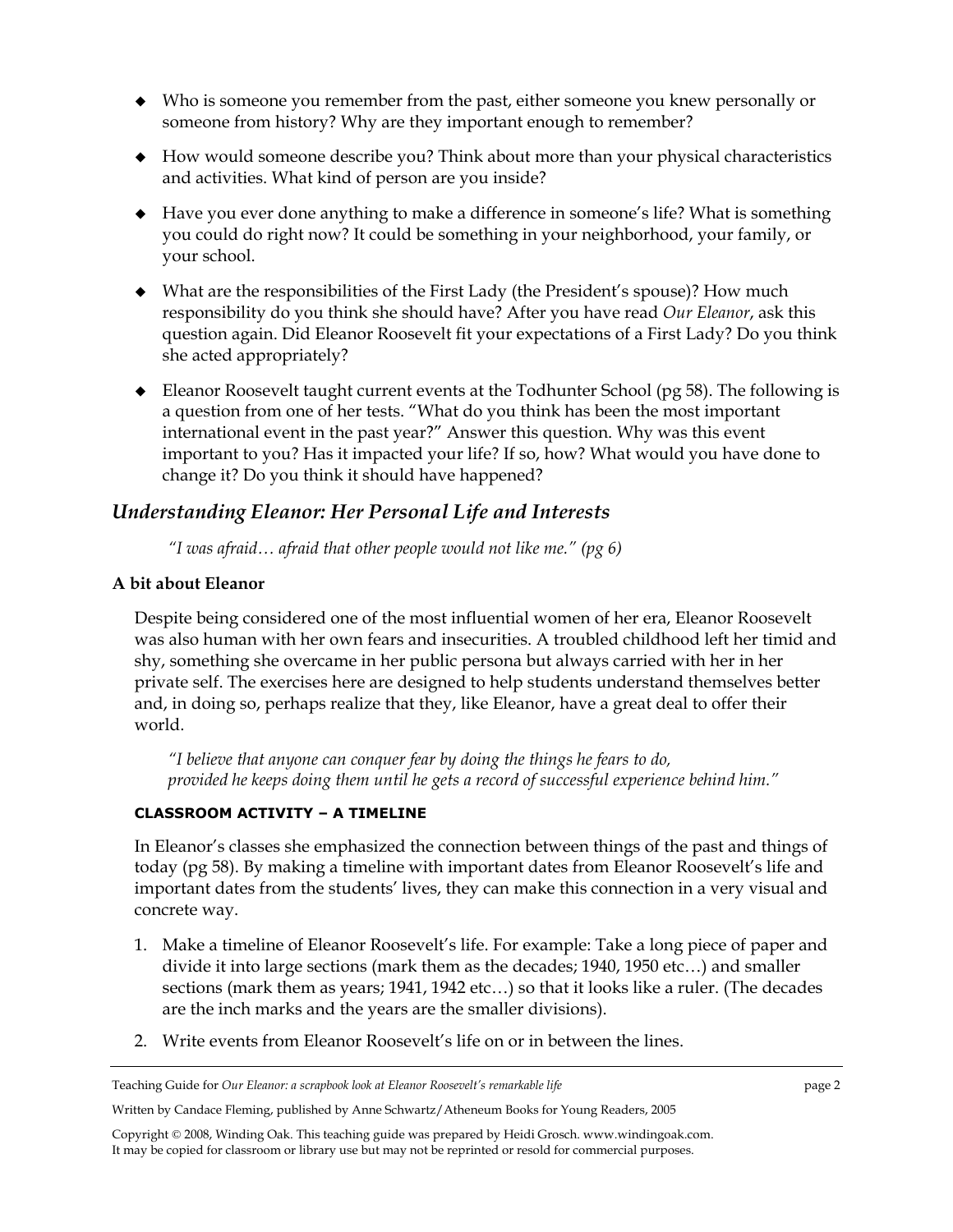- Who is someone you remember from the past, either someone you knew personally or someone from history? Why are they important enough to remember?

- How would someone describe you? Think about more than your physical characteristics and activities. What kind of person are you inside?

- Have you ever done anything to make a difference in someone's life? What is something you could do right now? It could be something in your neighborhood, your family, or your school.

- What are the responsibilities of the First Lady (the President's spouse)? How much responsibility do you think she should have? After you have read *Our Eleanor*, ask this question again. Did Eleanor Roosevelt fit your expectations of a First Lady? Do you think she acted appropriately?

- Eleanor Roosevelt taught current events at the Todhunter School (pg 58). The following is a question from one of her tests. "What do you think has been the most important international event in the past year?" Answer this question. Why was this event important to you? Has it impacted your life? If so, how? What would you have done to change it? Do you think it should have happened?

## *Understanding Eleanor: Her Personal Life and Interests*

> *"I was afraid… afraid that other people would not like me." (pg 6)*

**A bit about Eleanor**

Despite being considered one of the most influential women of her era, Eleanor Roosevelt was also human with her own fears and insecurities. A troubled childhood left her timid and shy, something she overcame in her public persona but always carried with her in her private self. The exercises here are designed to help students understand themselves better and, in doing so, perhaps realize that they, like Eleanor, have a great deal to offer their world.

> *"I believe that anyone can conquer fear by doing the things he fears to do, provided he keeps doing them until he gets a record of successful experience behind him."*

#### CLASSROOM ACTIVITY – A TIMELINE

In Eleanor's classes she emphasized the connection between things of the past and things of today (pg 58). By making a timeline with important dates from Eleanor Roosevelt's life and important dates from the students' lives, they can make this connection in a very visual and concrete way.

1. Make a timeline of Eleanor Roosevelt's life. For example: Take a long piece of paper and divide it into large sections (mark them as the decades; 1940, 1950 etc…) and smaller sections (mark them as years; 1941, 1942 etc…) so that it looks like a ruler. (The decades are the inch marks and the years are the smaller divisions).
2. Write events from Eleanor Roosevelt's life on or in between the lines.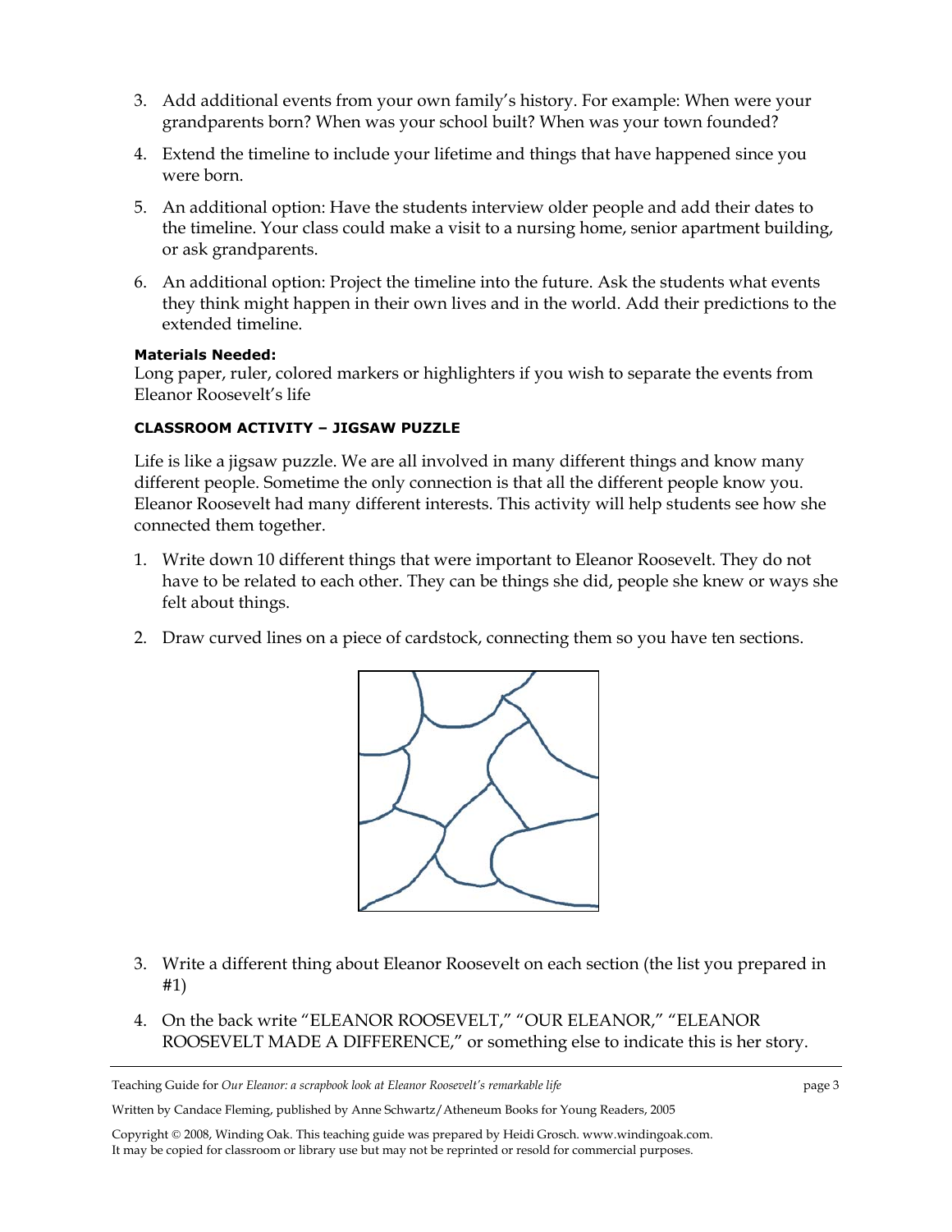3. Add additional events from your own family's history. For example: When were your grandparents born? When was your school built? When was your town founded?

4. Extend the timeline to include your lifetime and things that have happened since you were born.

5. An additional option: Have the students interview older people and add their dates to the timeline. Your class could make a visit to a nursing home, senior apartment building, or ask grandparents.

6. An additional option: Project the timeline into the future. Ask the students what events they think might happen in their own lives and in the world. Add their predictions to the extended timeline.

**Materials Needed:**
Long paper, ruler, colored markers or highlighters if you wish to separate the events from Eleanor Roosevelt's life

**CLASSROOM ACTIVITY – JIGSAW PUZZLE**

Life is like a jigsaw puzzle. We are all involved in many different things and know many different people. Sometime the only connection is that all the different people know you. Eleanor Roosevelt had many different interests. This activity will help students see how she connected them together.

1. Write down 10 different things that were important to Eleanor Roosevelt. They do not have to be related to each other. They can be things she did, people she knew or ways she felt about things.

2. Draw curved lines on a piece of cardstock, connecting them so you have ten sections.

3. Write a different thing about Eleanor Roosevelt on each section (the list you prepared in #1)

4. On the back write "ELEANOR ROOSEVELT," "OUR ELEANOR," "ELEANOR ROOSEVELT MADE A DIFFERENCE," or something else to indicate this is her story.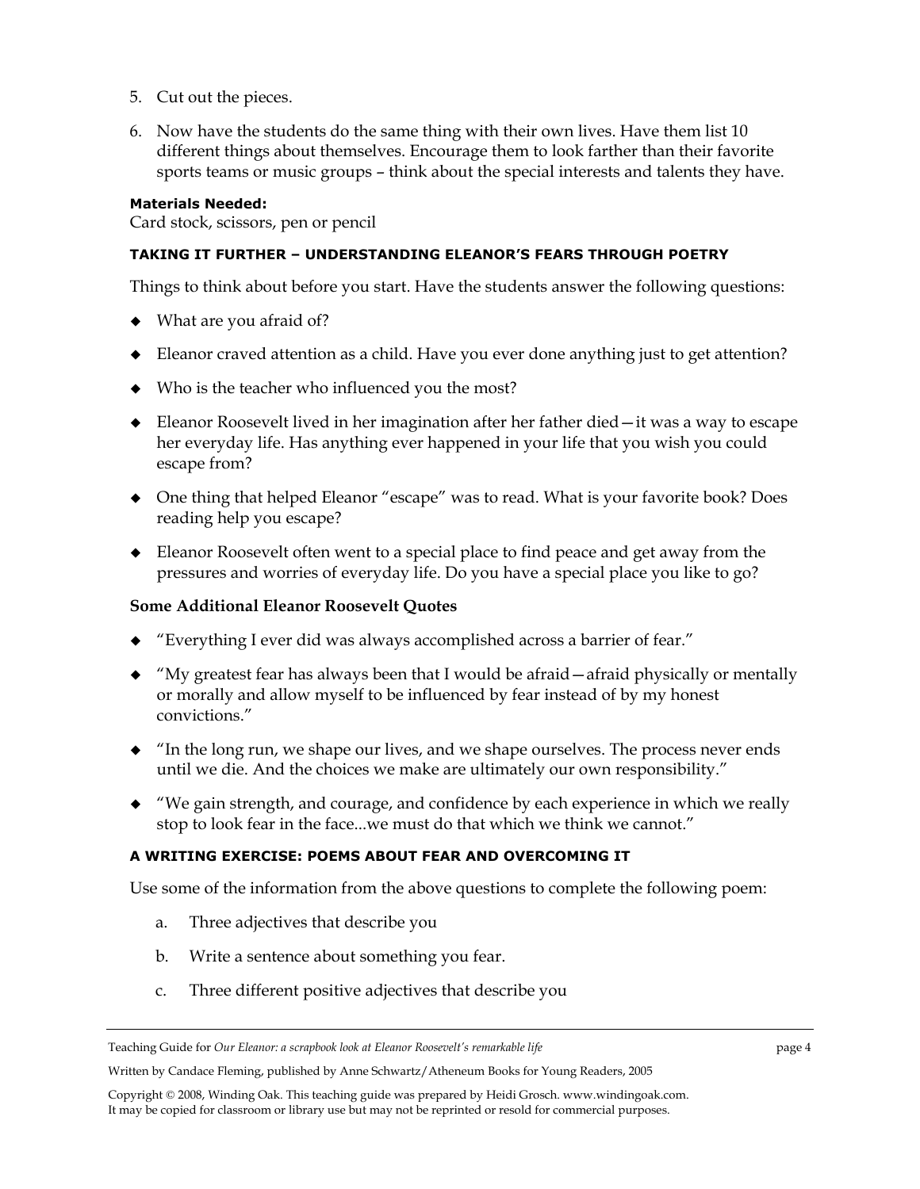5. Cut out the pieces.
6. Now have the students do the same thing with their own lives. Have them list 10 different things about themselves. Encourage them to look farther than their favorite sports teams or music groups – think about the special interests and talents they have.

**Materials Needed:**
Card stock, scissors, pen or pencil

#### TAKING IT FURTHER – UNDERSTANDING ELEANOR'S FEARS THROUGH POETRY

Things to think about before you start. Have the students answer the following questions:

- What are you afraid of?
- Eleanor craved attention as a child. Have you ever done anything just to get attention?
- Who is the teacher who influenced you the most?
- Eleanor Roosevelt lived in her imagination after her father died—it was a way to escape her everyday life. Has anything ever happened in your life that you wish you could escape from?
- One thing that helped Eleanor "escape" was to read. What is your favorite book? Does reading help you escape?
- Eleanor Roosevelt often went to a special place to find peace and get away from the pressures and worries of everyday life. Do you have a special place you like to go?

**Some Additional Eleanor Roosevelt Quotes**

- "Everything I ever did was always accomplished across a barrier of fear."
- "My greatest fear has always been that I would be afraid—afraid physically or mentally or morally and allow myself to be influenced by fear instead of by my honest convictions."
- "In the long run, we shape our lives, and we shape ourselves. The process never ends until we die. And the choices we make are ultimately our own responsibility."
- "We gain strength, and courage, and confidence by each experience in which we really stop to look fear in the face...we must do that which we think we cannot."

#### A WRITING EXERCISE: POEMS ABOUT FEAR AND OVERCOMING IT

Use some of the information from the above questions to complete the following poem:

a. Three adjectives that describe you
b. Write a sentence about something you fear.
c. Three different positive adjectives that describe you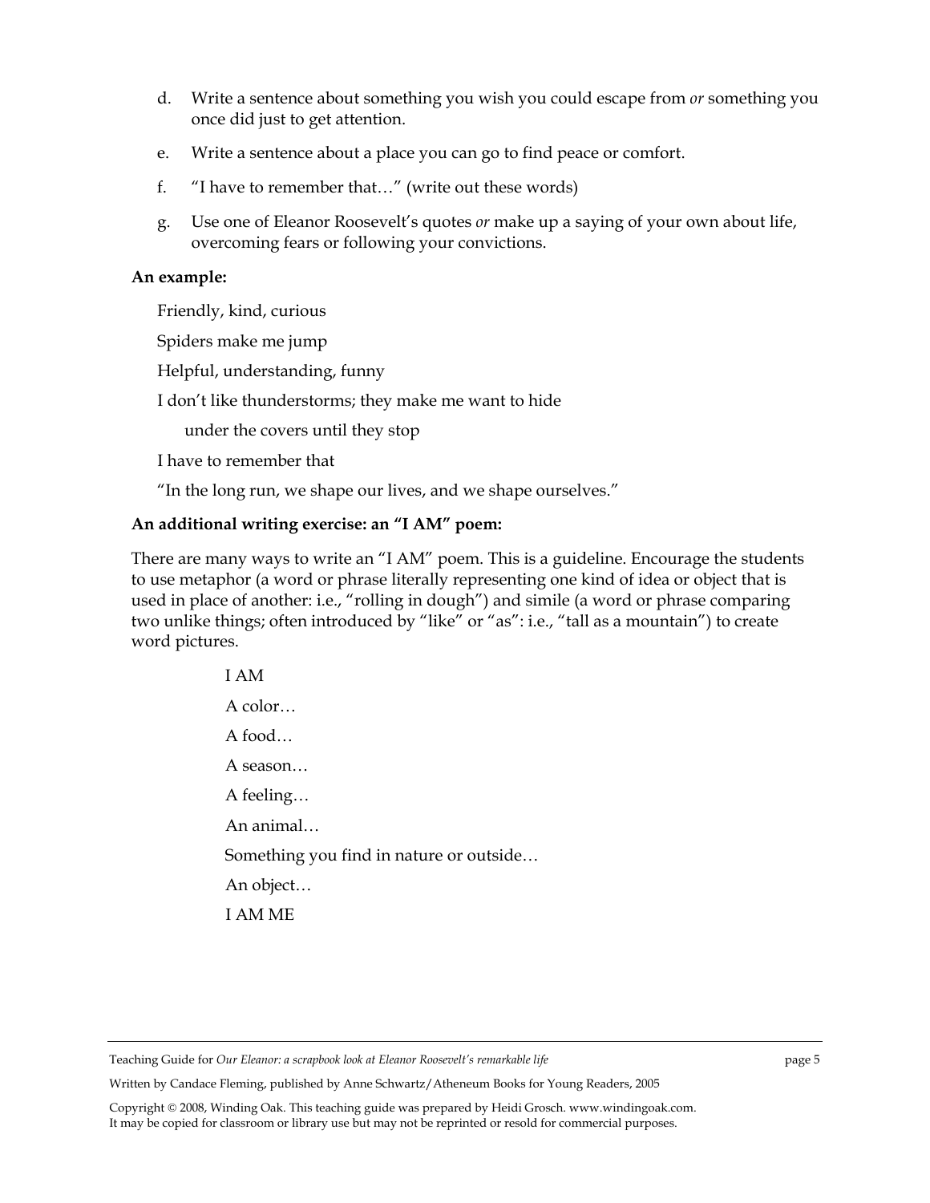d. Write a sentence about something you wish you could escape from *or* something you once did just to get attention.

e. Write a sentence about a place you can go to find peace or comfort.

f. "I have to remember that…" (write out these words)

g. Use one of Eleanor Roosevelt's quotes *or* make up a saying of your own about life, overcoming fears or following your convictions.

**An example:**

Friendly, kind, curious

Spiders make me jump

Helpful, understanding, funny

I don't like thunderstorms; they make me want to hide
  under the covers until they stop

I have to remember that

"In the long run, we shape our lives, and we shape ourselves."

**An additional writing exercise: an "I AM" poem:**

There are many ways to write an "I AM" poem. This is a guideline. Encourage the students to use metaphor (a word or phrase literally representing one kind of idea or object that is used in place of another: i.e., "rolling in dough") and simile (a word or phrase comparing two unlike things; often introduced by "like" or "as": i.e., "tall as a mountain") to create word pictures.

I AM

A color…

A food…

A season…

A feeling…

An animal…

Something you find in nature or outside…

An object…

I AM ME

Teaching Guide for *Our Eleanor: a scrapbook look at Eleanor Roosevelt's remarkable life*

Written by Candace Fleming, published by Anne Schwartz/Atheneum Books for Young Readers, 2005

Copyright © 2008, Winding Oak. This teaching guide was prepared by Heidi Grosch. www.windingoak.com.
It may be copied for classroom or library use but may not be reprinted or resold for commercial purposes.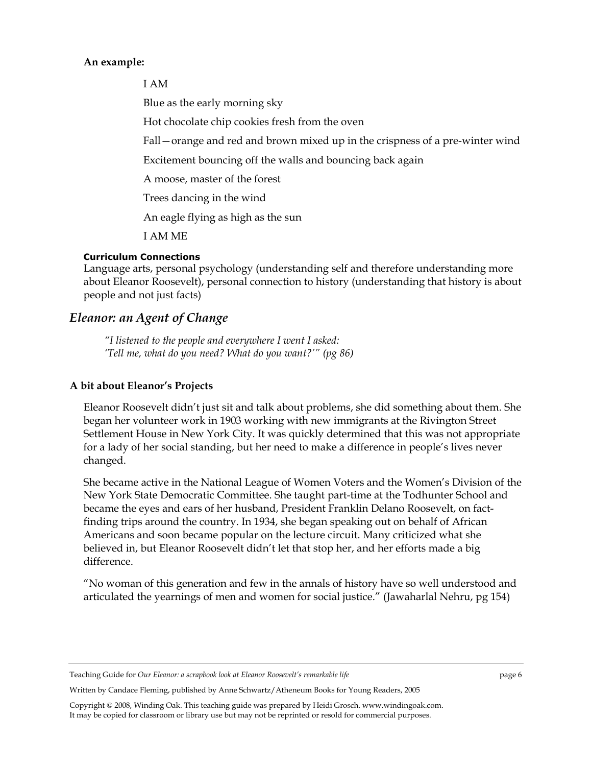**An example:**

I AM

Blue as the early morning sky

Hot chocolate chip cookies fresh from the oven

Fall—orange and red and brown mixed up in the crispness of a pre-winter wind

Excitement bouncing off the walls and bouncing back again

A moose, master of the forest

Trees dancing in the wind

An eagle flying as high as the sun

I AM ME

#### Curriculum Connections

Language arts, personal psychology (understanding self and therefore understanding more about Eleanor Roosevelt), personal connection to history (understanding that history is about people and not just facts)

## *Eleanor: an Agent of Change*

*"I listened to the people and everywhere I went I asked:*
*'Tell me, what do you need? What do you want?'" (pg 86)*

### A bit about Eleanor's Projects

Eleanor Roosevelt didn't just sit and talk about problems, she did something about them. She began her volunteer work in 1903 working with new immigrants at the Rivington Street Settlement House in New York City. It was quickly determined that this was not appropriate for a lady of her social standing, but her need to make a difference in people's lives never changed.

She became active in the National League of Women Voters and the Women's Division of the New York State Democratic Committee. She taught part-time at the Todhunter School and became the eyes and ears of her husband, President Franklin Delano Roosevelt, on fact-finding trips around the country. In 1934, she began speaking out on behalf of African Americans and soon became popular on the lecture circuit. Many criticized what she believed in, but Eleanor Roosevelt didn't let that stop her, and her efforts made a big difference.

"No woman of this generation and few in the annals of history have so well understood and articulated the yearnings of men and women for social justice." (Jawaharlal Nehru, pg 154)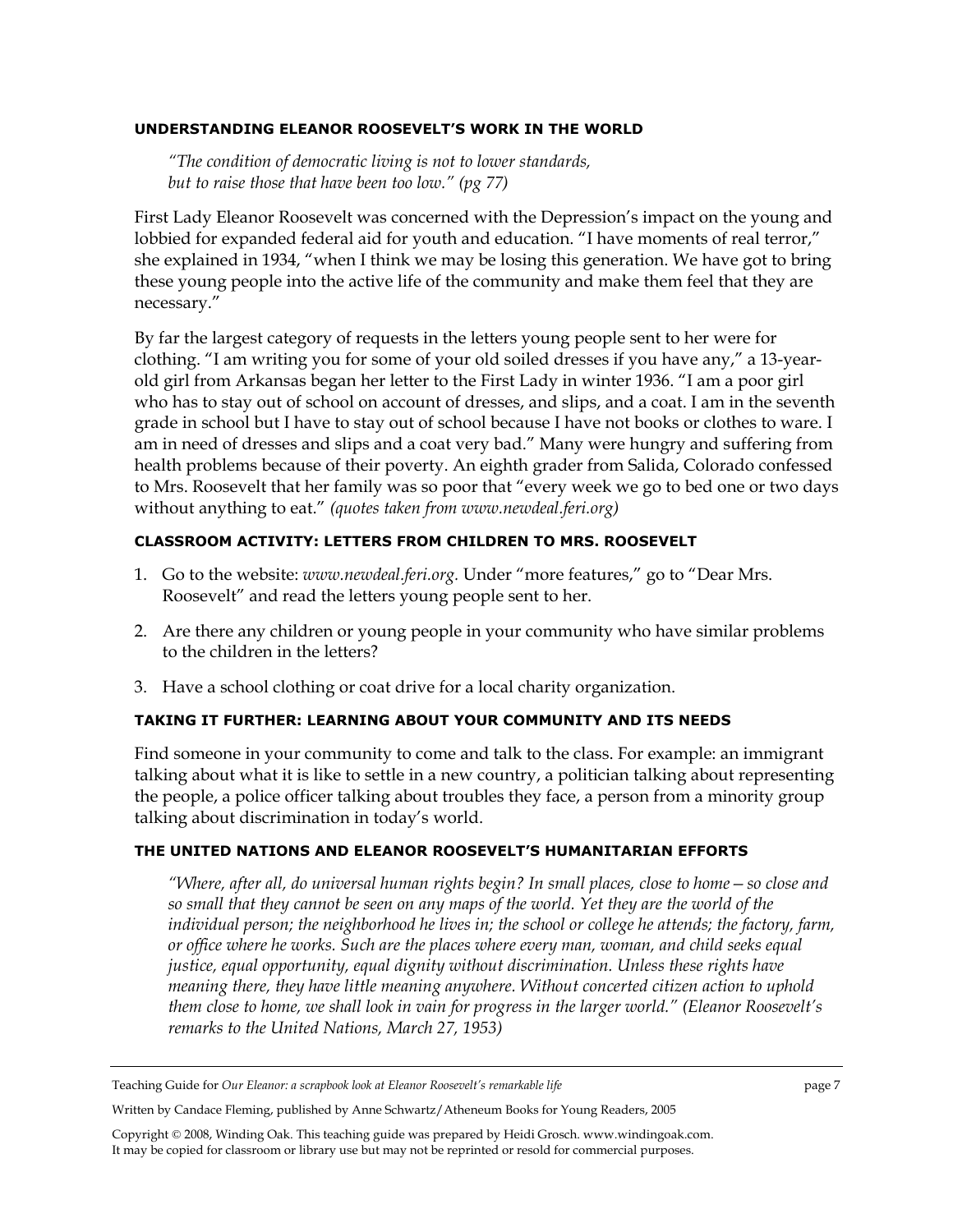### UNDERSTANDING ELEANOR ROOSEVELT'S WORK IN THE WORLD

> *"The condition of democratic living is not to lower standards,*
> *but to raise those that have been too low." (pg 77)*

First Lady Eleanor Roosevelt was concerned with the Depression's impact on the young and lobbied for expanded federal aid for youth and education. "I have moments of real terror," she explained in 1934, "when I think we may be losing this generation. We have got to bring these young people into the active life of the community and make them feel that they are necessary."

By far the largest category of requests in the letters young people sent to her were for clothing. "I am writing you for some of your old soiled dresses if you have any," a 13-year-old girl from Arkansas began her letter to the First Lady in winter 1936. "I am a poor girl who has to stay out of school on account of dresses, and slips, and a coat. I am in the seventh grade in school but I have to stay out of school because I have not books or clothes to ware. I am in need of dresses and slips and a coat very bad." Many were hungry and suffering from health problems because of their poverty. An eighth grader from Salida, Colorado confessed to Mrs. Roosevelt that her family was so poor that "every week we go to bed one or two days without anything to eat." *(quotes taken from www.newdeal.feri.org)*

### CLASSROOM ACTIVITY: LETTERS FROM CHILDREN TO MRS. ROOSEVELT

1. Go to the website: *www.newdeal.feri.org*. Under "more features," go to "Dear Mrs. Roosevelt" and read the letters young people sent to her.
2. Are there any children or young people in your community who have similar problems to the children in the letters?
3. Have a school clothing or coat drive for a local charity organization.

### TAKING IT FURTHER: LEARNING ABOUT YOUR COMMUNITY AND ITS NEEDS

Find someone in your community to come and talk to the class. For example: an immigrant talking about what it is like to settle in a new country, a politician talking about representing the people, a police officer talking about troubles they face, a person from a minority group talking about discrimination in today's world.

### THE UNITED NATIONS AND ELEANOR ROOSEVELT'S HUMANITARIAN EFFORTS

> *"Where, after all, do universal human rights begin? In small places, close to home—so close and so small that they cannot be seen on any maps of the world. Yet they are the world of the individual person; the neighborhood he lives in; the school or college he attends; the factory, farm, or office where he works. Such are the places where every man, woman, and child seeks equal justice, equal opportunity, equal dignity without discrimination. Unless these rights have meaning there, they have little meaning anywhere. Without concerted citizen action to uphold them close to home, we shall look in vain for progress in the larger world." (Eleanor Roosevelt's remarks to the United Nations, March 27, 1953)*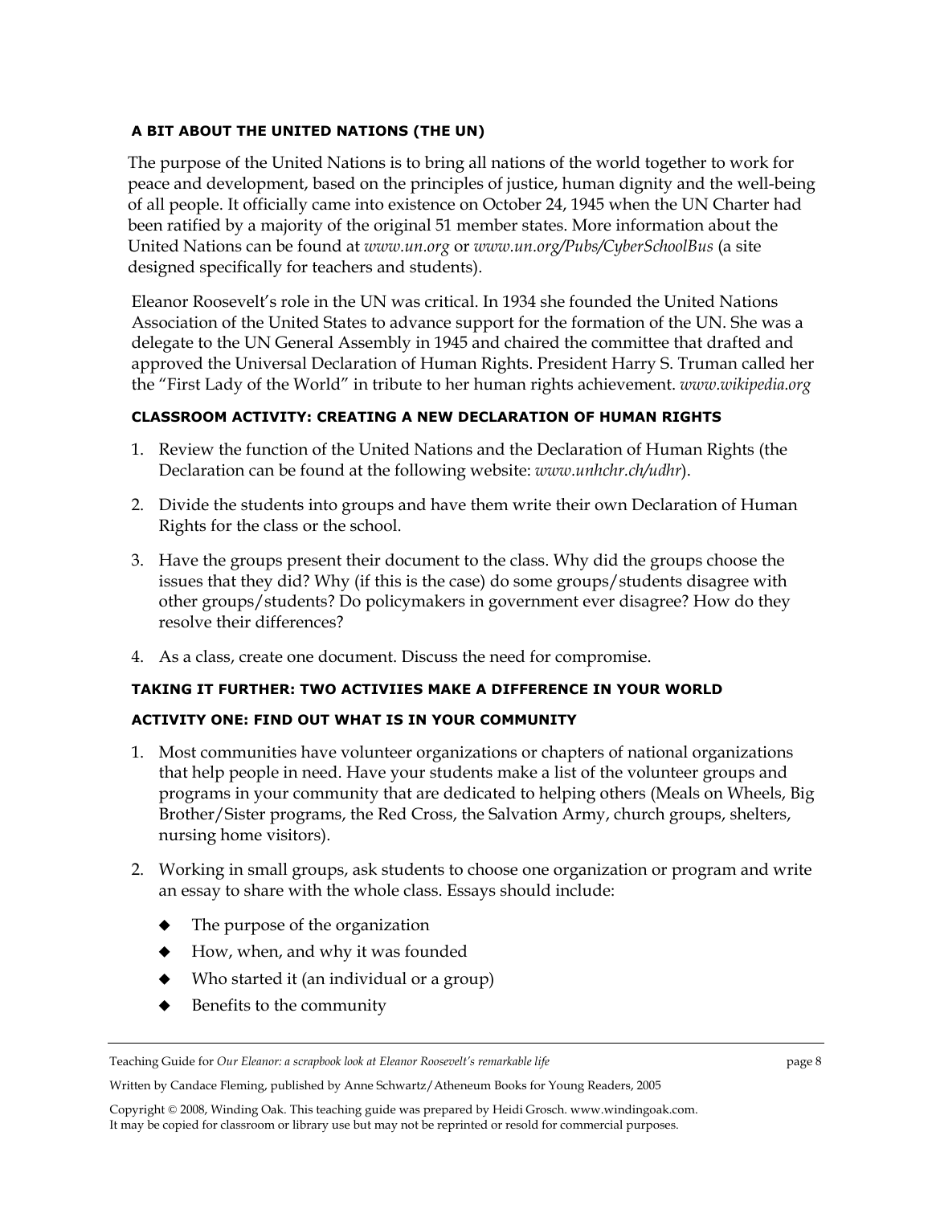### A BIT ABOUT THE UNITED NATIONS (THE UN)

The purpose of the United Nations is to bring all nations of the world together to work for peace and development, based on the principles of justice, human dignity and the well-being of all people. It officially came into existence on October 24, 1945 when the UN Charter had been ratified by a majority of the original 51 member states. More information about the United Nations can be found at *www.un.org* or *www.un.org/Pubs/CyberSchoolBus* (a site designed specifically for teachers and students).

Eleanor Roosevelt's role in the UN was critical. In 1934 she founded the United Nations Association of the United States to advance support for the formation of the UN. She was a delegate to the UN General Assembly in 1945 and chaired the committee that drafted and approved the Universal Declaration of Human Rights. President Harry S. Truman called her the "First Lady of the World" in tribute to her human rights achievement. *www.wikipedia.org*

### CLASSROOM ACTIVITY: CREATING A NEW DECLARATION OF HUMAN RIGHTS

1. Review the function of the United Nations and the Declaration of Human Rights (the Declaration can be found at the following website: *www.unhchr.ch/udhr*).
2. Divide the students into groups and have them write their own Declaration of Human Rights for the class or the school.
3. Have the groups present their document to the class. Why did the groups choose the issues that they did? Why (if this is the case) do some groups/students disagree with other groups/students? Do policymakers in government ever disagree? How do they resolve their differences?
4. As a class, create one document. Discuss the need for compromise.

### TAKING IT FURTHER: TWO ACTIVIIES MAKE A DIFFERENCE IN YOUR WORLD

### ACTIVITY ONE: FIND OUT WHAT IS IN YOUR COMMUNITY

1. Most communities have volunteer organizations or chapters of national organizations that help people in need. Have your students make a list of the volunteer groups and programs in your community that are dedicated to helping others (Meals on Wheels, Big Brother/Sister programs, the Red Cross, the Salvation Army, church groups, shelters, nursing home visitors).
2. Working in small groups, ask students to choose one organization or program and write an essay to share with the whole class. Essays should include:
   - The purpose of the organization
   - How, when, and why it was founded
   - Who started it (an individual or a group)
   - Benefits to the community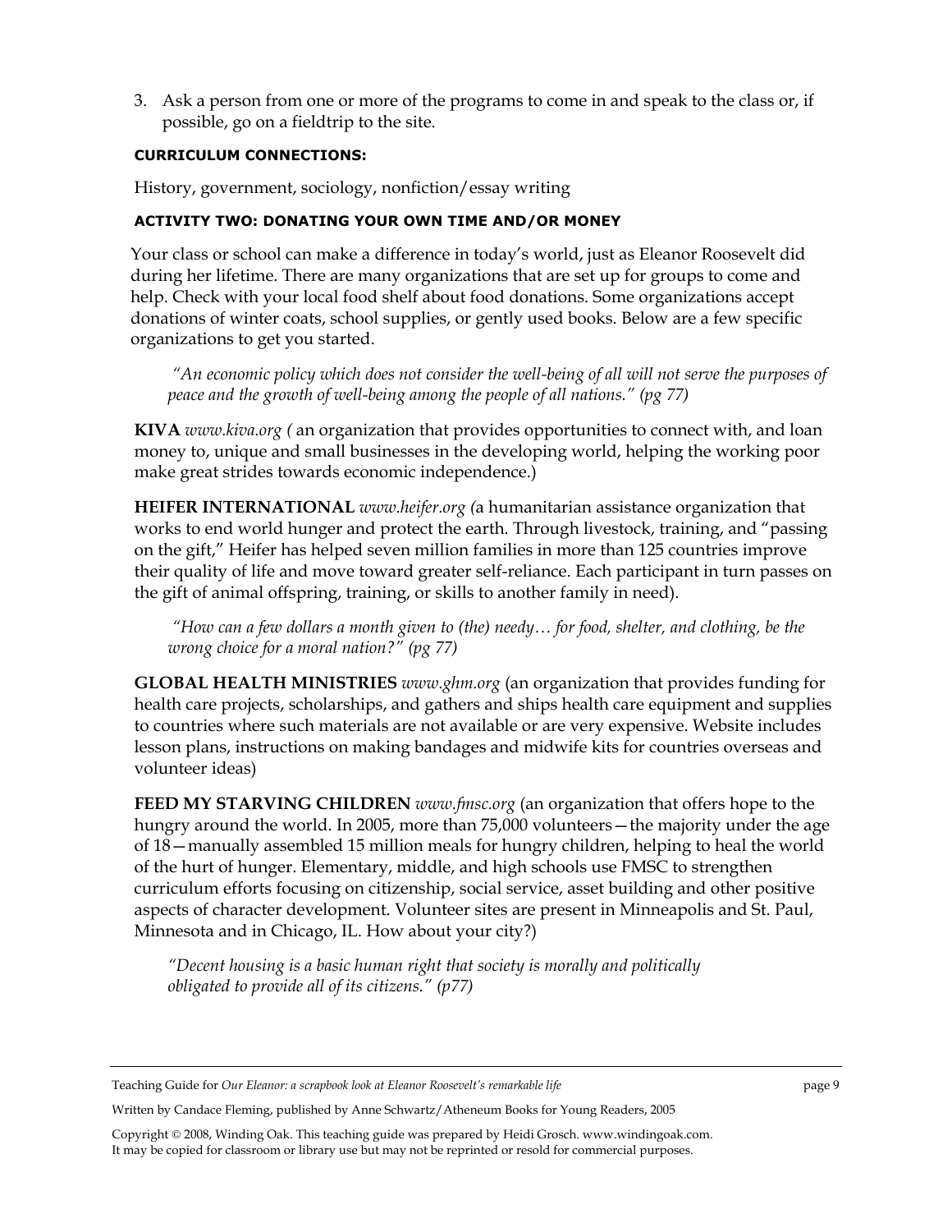3. Ask a person from one or more of the programs to come in and speak to the class or, if possible, go on a fieldtrip to the site.

**CURRICULUM CONNECTIONS:**

History, government, sociology, nonfiction/essay writing

**ACTIVITY TWO: DONATING YOUR OWN TIME AND/OR MONEY**

Your class or school can make a difference in today's world, just as Eleanor Roosevelt did during her lifetime. There are many organizations that are set up for groups to come and help. Check with your local food shelf about food donations. Some organizations accept donations of winter coats, school supplies, or gently used books. Below are a few specific organizations to get you started.

> *"An economic policy which does not consider the well-being of all will not serve the purposes of peace and the growth of well-being among the people of all nations." (pg 77)*

**KIVA** *www.kiva.org (* an organization that provides opportunities to connect with, and loan money to, unique and small businesses in the developing world, helping the working poor make great strides towards economic independence.)

**HEIFER INTERNATIONAL** *www.heifer.org (*a humanitarian assistance organization that works to end world hunger and protect the earth. Through livestock, training, and "passing on the gift," Heifer has helped seven million families in more than 125 countries improve their quality of life and move toward greater self-reliance. Each participant in turn passes on the gift of animal offspring, training, or skills to another family in need).

> *"How can a few dollars a month given to (the) needy… for food, shelter, and clothing, be the wrong choice for a moral nation?" (pg 77)*

**GLOBAL HEALTH MINISTRIES** *www.ghm.org* (an organization that provides funding for health care projects, scholarships, and gathers and ships health care equipment and supplies to countries where such materials are not available or are very expensive. Website includes lesson plans, instructions on making bandages and midwife kits for countries overseas and volunteer ideas)

**FEED MY STARVING CHILDREN** *www.fmsc.org* (an organization that offers hope to the hungry around the world. In 2005, more than 75,000 volunteers—the majority under the age of 18—manually assembled 15 million meals for hungry children, helping to heal the world of the hurt of hunger. Elementary, middle, and high schools use FMSC to strengthen curriculum efforts focusing on citizenship, social service, asset building and other positive aspects of character development. Volunteer sites are present in Minneapolis and St. Paul, Minnesota and in Chicago, IL. How about your city?)

> *"Decent housing is a basic human right that society is morally and politically obligated to provide all of its citizens." (p77)*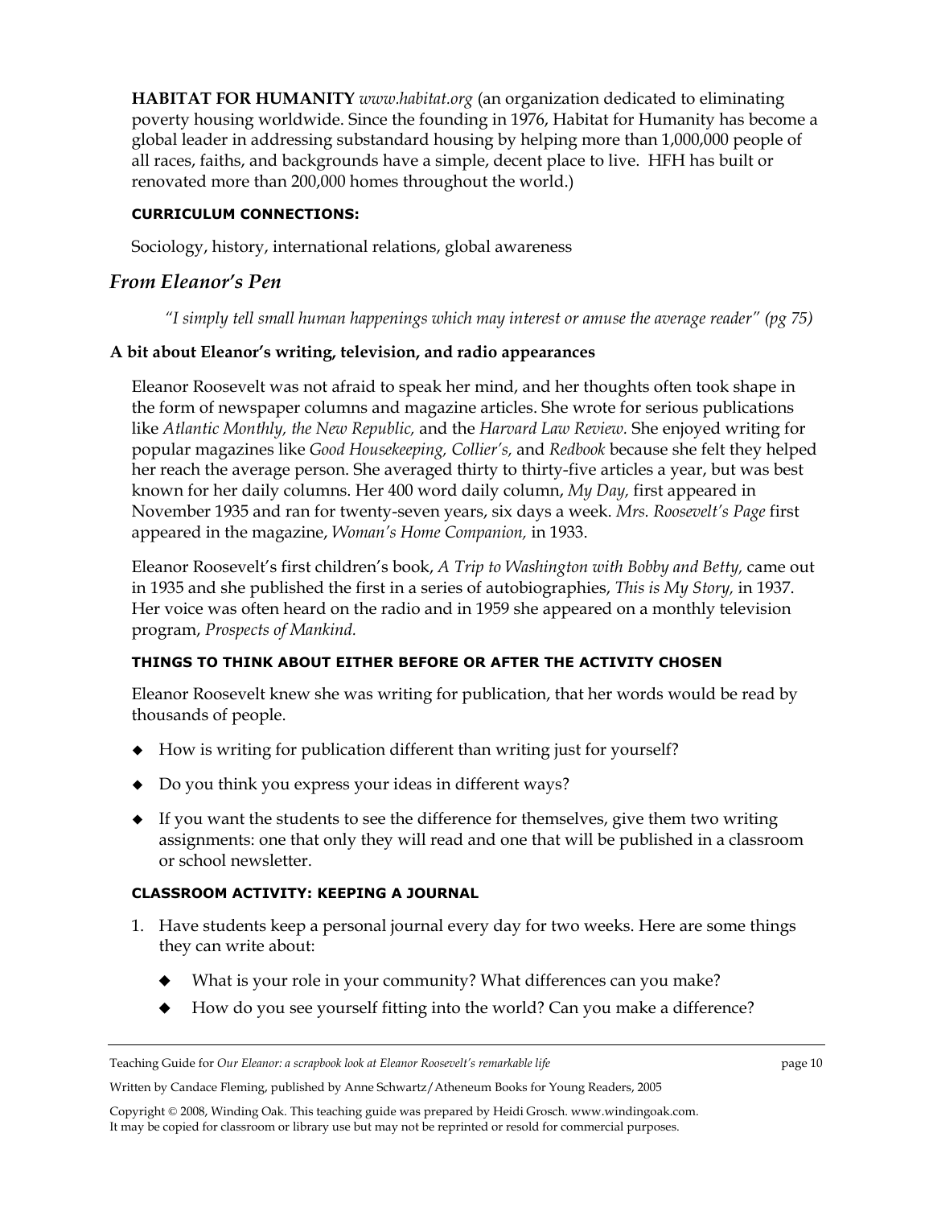**HABITAT FOR HUMANITY** *www.habitat.org* (an organization dedicated to eliminating poverty housing worldwide. Since the founding in 1976, Habitat for Humanity has become a global leader in addressing substandard housing by helping more than 1,000,000 people of all races, faiths, and backgrounds have a simple, decent place to live. HFH has built or renovated more than 200,000 homes throughout the world.)

**CURRICULUM CONNECTIONS:**

Sociology, history, international relations, global awareness

## *From Eleanor's Pen*

*"I simply tell small human happenings which may interest or amuse the average reader" (pg 75)*

### A bit about Eleanor's writing, television, and radio appearances

Eleanor Roosevelt was not afraid to speak her mind, and her thoughts often took shape in the form of newspaper columns and magazine articles. She wrote for serious publications like *Atlantic Monthly, the New Republic,* and the *Harvard Law Review.* She enjoyed writing for popular magazines like *Good Housekeeping, Collier's,* and *Redbook* because she felt they helped her reach the average person. She averaged thirty to thirty-five articles a year, but was best known for her daily columns. Her 400 word daily column, *My Day,* first appeared in November 1935 and ran for twenty-seven years, six days a week. *Mrs. Roosevelt's Page* first appeared in the magazine, *Woman's Home Companion,* in 1933.

Eleanor Roosevelt's first children's book, *A Trip to Washington with Bobby and Betty,* came out in 1935 and she published the first in a series of autobiographies, *This is My Story,* in 1937. Her voice was often heard on the radio and in 1959 she appeared on a monthly television program, *Prospects of Mankind.*

**THINGS TO THINK ABOUT EITHER BEFORE OR AFTER THE ACTIVITY CHOSEN**

Eleanor Roosevelt knew she was writing for publication, that her words would be read by thousands of people.

- How is writing for publication different than writing just for yourself?
- Do you think you express your ideas in different ways?
- If you want the students to see the difference for themselves, give them two writing assignments: one that only they will read and one that will be published in a classroom or school newsletter.

**CLASSROOM ACTIVITY: KEEPING A JOURNAL**

1. Have students keep a personal journal every day for two weeks. Here are some things they can write about:
    - What is your role in your community? What differences can you make?
    - How do you see yourself fitting into the world? Can you make a difference?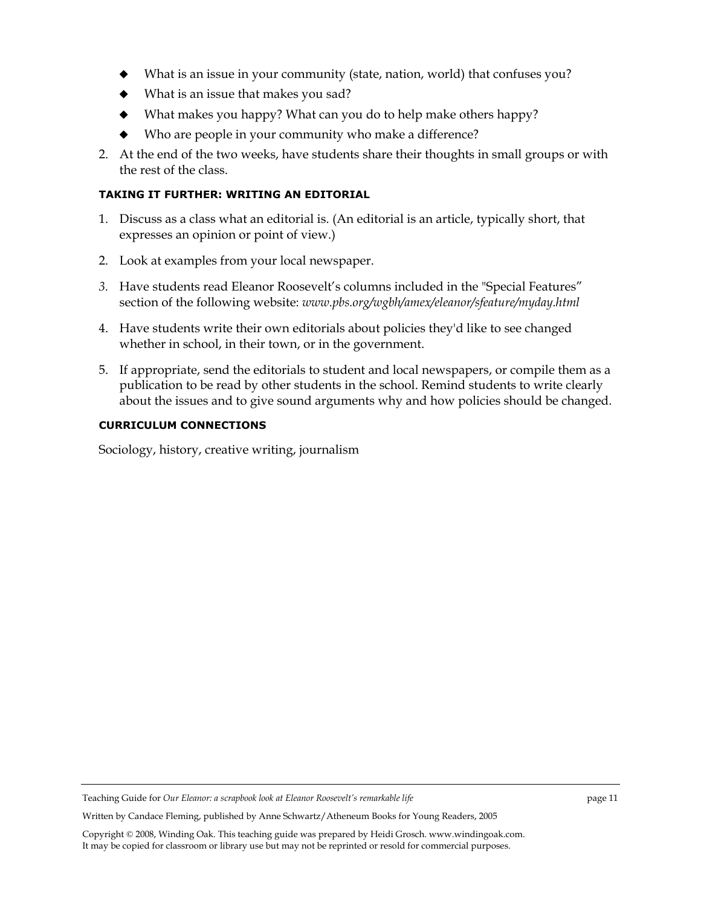- What is an issue in your community (state, nation, world) that confuses you?
- What is an issue that makes you sad?
- What makes you happy? What can you do to help make others happy?
- Who are people in your community who make a difference?

2. At the end of the two weeks, have students share their thoughts in small groups or with the rest of the class.

#### TAKING IT FURTHER: WRITING AN EDITORIAL

1. Discuss as a class what an editorial is. (An editorial is an article, typically short, that expresses an opinion or point of view.)

2. Look at examples from your local newspaper.

3. Have students read Eleanor Roosevelt's columns included in the "Special Features" section of the following website: *www.pbs.org/wgbh/amex/eleanor/sfeature/myday.html*

4. Have students write their own editorials about policies they'd like to see changed whether in school, in their town, or in the government.

5. If appropriate, send the editorials to student and local newspapers, or compile them as a publication to be read by other students in the school. Remind students to write clearly about the issues and to give sound arguments why and how policies should be changed.

#### CURRICULUM CONNECTIONS

Sociology, history, creative writing, journalism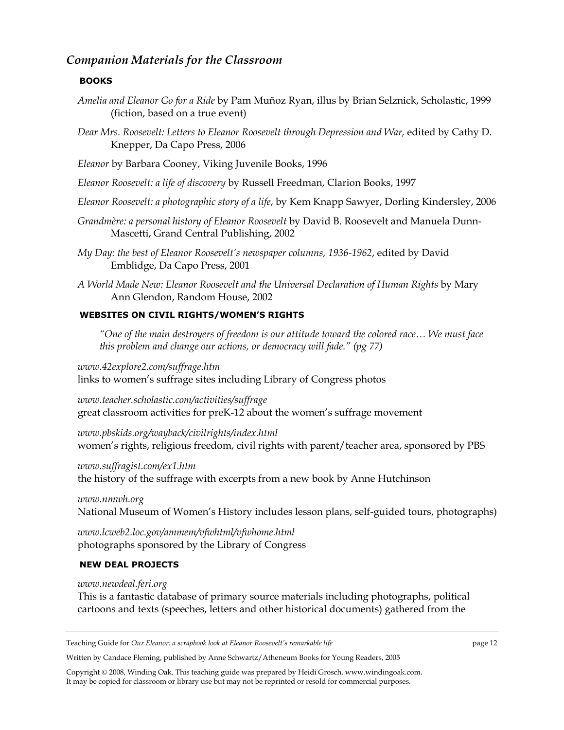## *Companion Materials for the Classroom*

### BOOKS

*Amelia and Eleanor Go for a Ride* by Pam Muñoz Ryan, illus by Brian Selznick, Scholastic, 1999 (fiction, based on a true event)

*Dear Mrs. Roosevelt: Letters to Eleanor Roosevelt through Depression and War,* edited by Cathy D. Knepper, Da Capo Press, 2006

*Eleanor* by Barbara Cooney, Viking Juvenile Books, 1996

*Eleanor Roosevelt: a life of discovery* by Russell Freedman, Clarion Books, 1997

*Eleanor Roosevelt: a photographic story of a life*, by Kem Knapp Sawyer, Dorling Kindersley, 2006

*Grandmère: a personal history of Eleanor Roosevelt* by David B. Roosevelt and Manuela Dunn-Mascetti, Grand Central Publishing, 2002

*My Day: the best of Eleanor Roosevelt's newspaper columns, 1936-1962*, edited by David Emblidge, Da Capo Press, 2001

*A World Made New: Eleanor Roosevelt and the Universal Declaration of Human Rights* by Mary Ann Glendon, Random House, 2002

### WEBSITES ON CIVIL RIGHTS/WOMEN'S RIGHTS

*"One of the main destroyers of freedom is our attitude toward the colored race… We must face this problem and change our actions, or democracy will fade." (pg 77)*

*www.42explore2.com/suffrage.htm*
links to women's suffrage sites including Library of Congress photos

*www.teacher.scholastic.com/activities/suffrage*
great classroom activities for preK-12 about the women's suffrage movement

*www.pbskids.org/wayback/civilrights/index.html*
women's rights, religious freedom, civil rights with parent/teacher area, sponsored by PBS

*www.suffragist.com/ex1.htm*
the history of the suffrage with excerpts from a new book by Anne Hutchinson

*www.nmwh.org*
National Museum of Women's History includes lesson plans, self-guided tours, photographs)

*www.lcweb2.loc.gov/ammem/vfwhtml/vfwhome.html*
photographs sponsored by the Library of Congress

### NEW DEAL PROJECTS

*www.newdeal.feri.org*
This is a fantastic database of primary source materials including photographs, political cartoons and texts (speeches, letters and other historical documents) gathered from the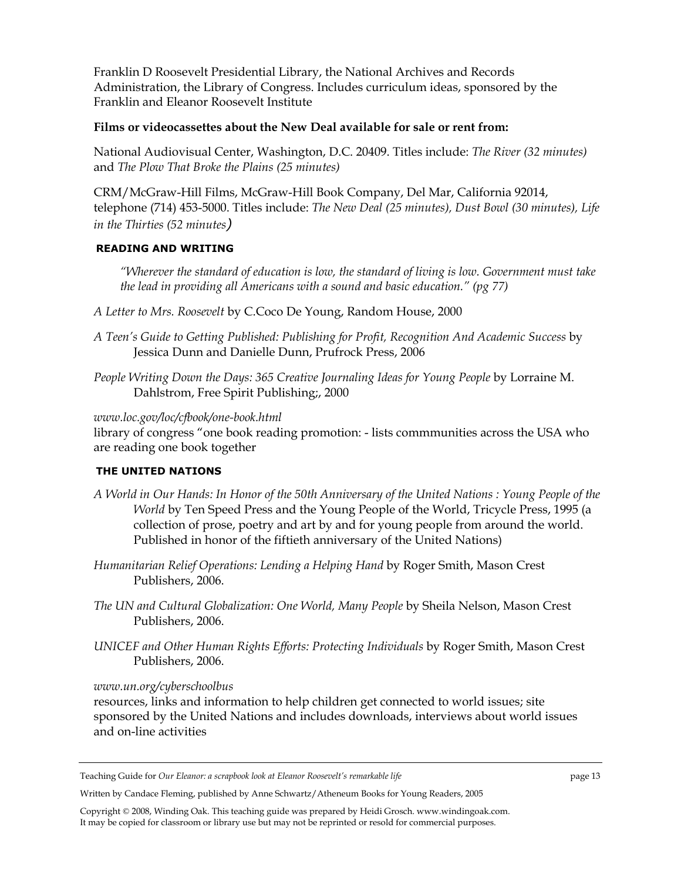Franklin D Roosevelt Presidential Library, the National Archives and Records Administration, the Library of Congress. Includes curriculum ideas, sponsored by the Franklin and Eleanor Roosevelt Institute

**Films or videocassettes about the New Deal available for sale or rent from:**

National Audiovisual Center, Washington, D.C. 20409. Titles include: *The River (32 minutes)* and *The Plow That Broke the Plains (25 minutes)*

CRM/McGraw-Hill Films, McGraw-Hill Book Company, Del Mar, California 92014, telephone (714) 453-5000. Titles include: *The New Deal (25 minutes), Dust Bowl (30 minutes), Life in the Thirties (52 minutes)*

### READING AND WRITING

> *"Wherever the standard of education is low, the standard of living is low. Government must take the lead in providing all Americans with a sound and basic education." (pg 77)*

*A Letter to Mrs. Roosevelt* by C.Coco De Young, Random House, 2000

*A Teen's Guide to Getting Published: Publishing for Profit, Recognition And Academic Success* by Jessica Dunn and Danielle Dunn, Prufrock Press, 2006

*People Writing Down the Days: 365 Creative Journaling Ideas for Young People* by Lorraine M. Dahlstrom, Free Spirit Publishing;, 2000

*www.loc.gov/loc/cfbook/one-book.html*
library of congress "one book reading promotion: - lists commmunities across the USA who are reading one book together

### THE UNITED NATIONS

*A World in Our Hands: In Honor of the 50th Anniversary of the United Nations : Young People of the World* by Ten Speed Press and the Young People of the World, Tricycle Press, 1995 (a collection of prose, poetry and art by and for young people from around the world. Published in honor of the fiftieth anniversary of the United Nations)

*Humanitarian Relief Operations: Lending a Helping Hand* by Roger Smith, Mason Crest Publishers, 2006.

*The UN and Cultural Globalization: One World, Many People* by Sheila Nelson, Mason Crest Publishers, 2006.

*UNICEF and Other Human Rights Efforts: Protecting Individuals* by Roger Smith, Mason Crest Publishers, 2006.

*www.un.org/cyberschoolbus*
resources, links and information to help children get connected to world issues; site sponsored by the United Nations and includes downloads, interviews about world issues and on-line activities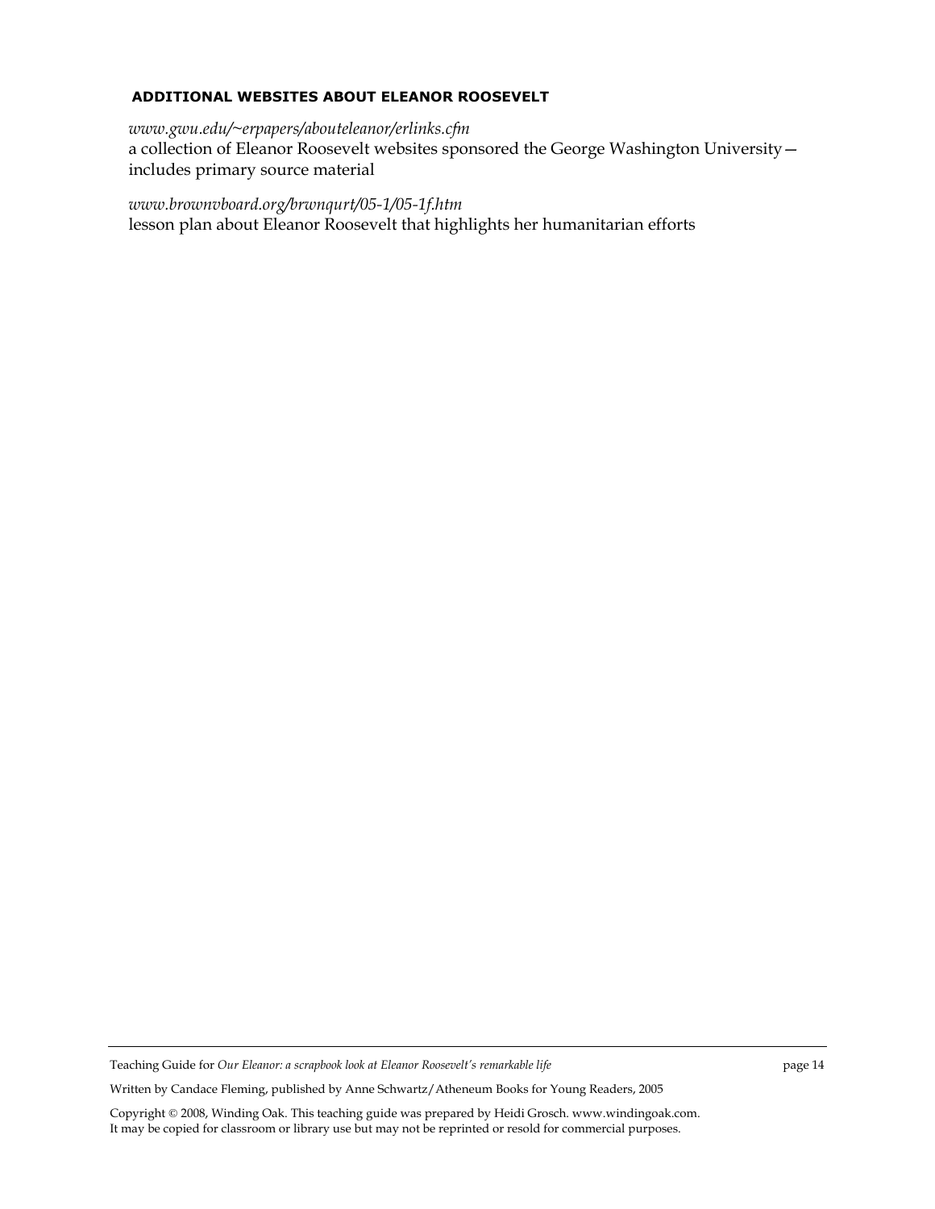### ADDITIONAL WEBSITES ABOUT ELEANOR ROOSEVELT

*www.gwu.edu/~erpapers/abouteleanor/erlinks.cfm*
a collection of Eleanor Roosevelt websites sponsored the George Washington University—includes primary source material

*www.brownvboard.org/brwnqurt/05-1/05-1f.htm*
lesson plan about Eleanor Roosevelt that highlights her humanitarian efforts